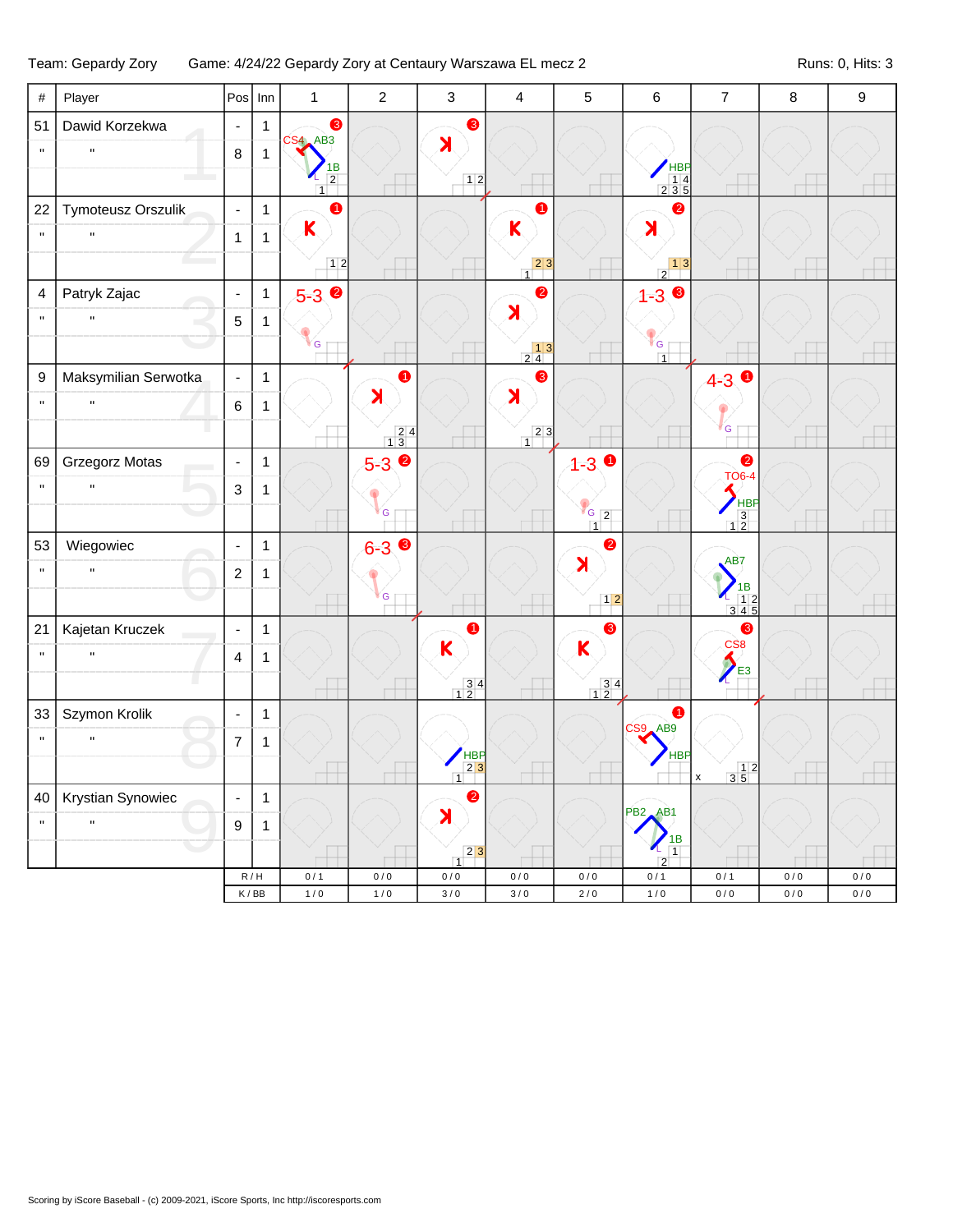Team: Gepardy Zory    Game: 4/24/22 Gepardy Zory at Centaury Warszawa EL mecz 2    Runs: 0, Hits: 3

| # | Player | Pos | Inn | 1 | 2 | 3 | 4 | 5 | 6 | 7 | 8 | 9 |
|---|---|---|---|---|---|---|---|---|---|---|---|---|
| 51 | Dawid Korzekwa | - | 1 | 3 CS4 AB3 1B | | 3 K | | | HBP | | | |
| " | " | 8 | 1 | | | | | | | | | |
| 22 | Tymoteusz Orszulik | - | 1 | 1 K | | | 1 K | | 2 K | | | |
| " | " | 1 | 1 | | | | | | | | | |
| 4 | Patryk Zajac | - | 1 | 5-3 2 G | | | 2 K | | 1-3 3 G | | | |
| " | " | 5 | 1 | | | | | | | | | |
| 9 | Maksymilian Serwotka | - | 1 | | 1 K | | 3 K | | | 4-3 1 G | | |
| " | " | 6 | 1 | | | | | | | | | |
| 69 | Grzegorz Motas | - | 1 | | 5-3 2 G | | | 1-3 1 G | | 2 TO6-4 HBP | | |
| " | " | 3 | 1 | | | | | | | | | |
| 53 | Wiegowiec | - | 1 | | 6-3 3 G | | | 2 K | | AB7 1B | | |
| " | " | 2 | 1 | | | | | | | | | |
| 21 | Kajetan Kruczek | - | 1 | | | 1 K | | 3 K | | 3 CS8 E3 | | |
| " | " | 4 | 1 | | | | | | | | | |
| 33 | Szymon Krolik | - | 1 | | | HBP | | | 1 CS9 AB9 HBP | x | | |
| " | " | 7 | 1 | | | | | | | | | |
| 40 | Krystian Synowiec | - | 1 | | | 2 K | | | PB2 AB1 1B | | | |
| " | " | 9 | 1 | | | | | | | | | |
| | | R / H | | 0 / 1 | 0 / 0 | 0 / 0 | 0 / 0 | 0 / 0 | 0 / 1 | 0 / 1 | 0 / 0 | 0 / 0 |
| | | K / BB | | 1 / 0 | 1 / 0 | 3 / 0 | 3 / 0 | 2 / 0 | 1 / 0 | 0 / 0 | 0 / 0 | 0 / 0 |

Scoring by iScore Baseball - (c) 2009-2021, iScore Sports, Inc http://iscoresports.com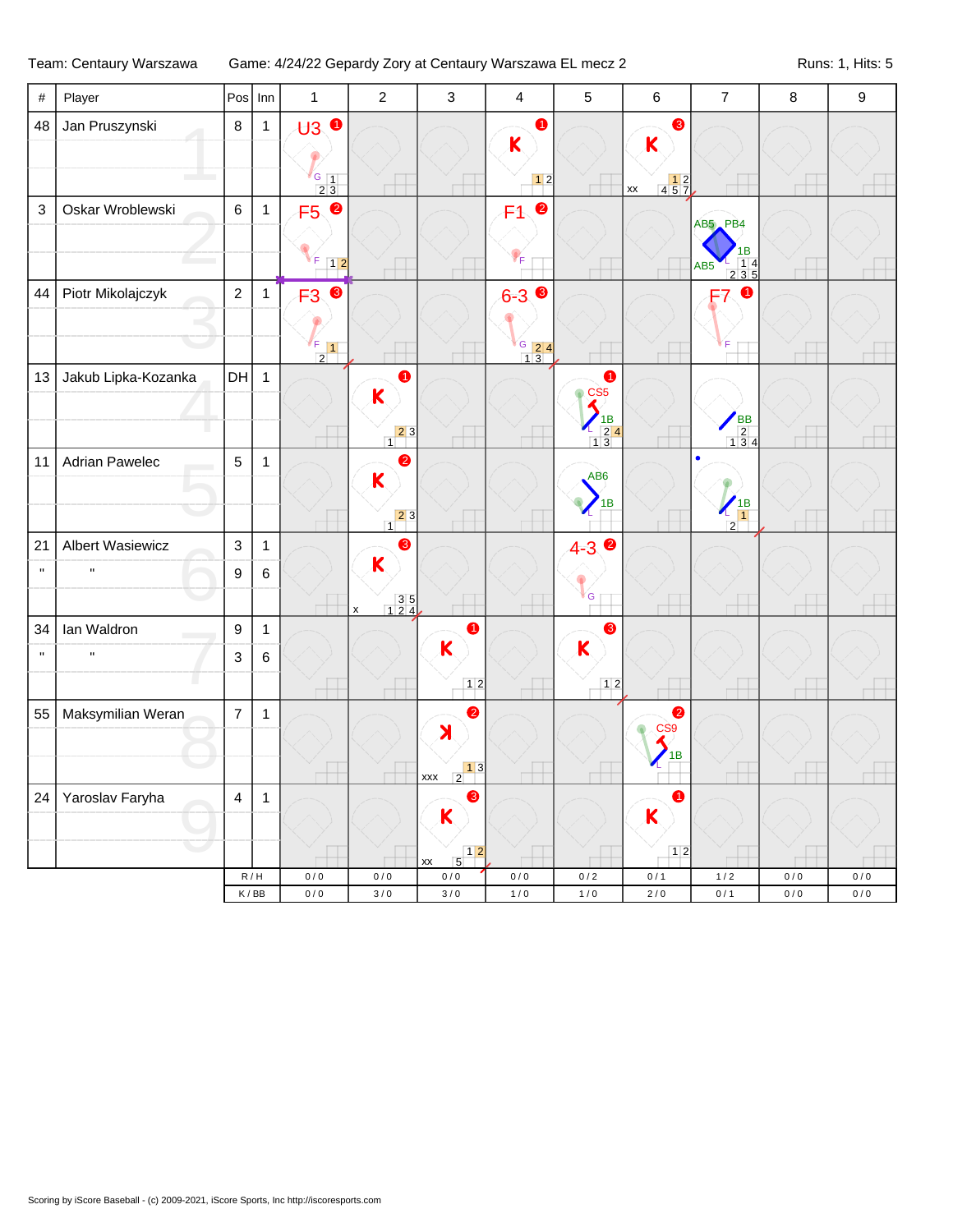Team: Centaury Warszawa — Game: 4/24/22 Gepardy Zory at Centaury Warszawa EL mecz 2 — Runs: 1, Hits: 5

| # | Player | Pos | Inn | 1 | 2 | 3 | 4 | 5 | 6 | 7 | 8 | 9 |
|---|---|---|---|---|---|---|---|---|---|---|---|---|
| 48 | Jan Pruszynski | 8 | 1 | U3 ❶ G | | | K ❶ | | K ❸ xx | | | |
| 3 | Oskar Wroblewski | 6 | 1 | F5 ❷ F | | | F1 ❷ F | | | AB5 PB4 1B L AB5 | | |
| 44 | Piotr Mikolajczyk | 2 | 1 | F3 ❸ F | | | 6-3 ❸ G | | | F7 ❶ F | | |
| 13 | Jakub Lipka-Kozanka | DH | 1 | | K ❶ | | | CS5 ❶ 1B L | | BB | | |
| 11 | Adrian Pawelec | 5 | 1 | | K ❷ | | | AB6 1B L | | 1B L | | |
| 21 | Albert Wasiewicz | 3 | 1 | | K ❸ x | | | 4-3 ❷ G | | | | |
| " | " | 9 | 6 | | | | | | | | | |
| 34 | Ian Waldron | 9 | 1 | | | K ❶ | | K ❸ | | | | |
| " | " | 3 | 6 | | | | | | | | | |
| 55 | Maksymilian Weran | 7 | 1 | | | K (looking) ❷ xxx | | | CS9 ❷ 1B L | | | |
| 24 | Yaroslav Faryha | 4 | 1 | | | K ❸ xx | | | K ❶ | | | |
| | | R / H | | 0 / 0 | 0 / 0 | 0 / 0 | 0 / 0 | 0 / 2 | 0 / 1 | 1 / 2 | 0 / 0 | 0 / 0 |
| | | K / BB | | 0 / 0 | 3 / 0 | 3 / 0 | 1 / 0 | 1 / 0 | 2 / 0 | 0 / 1 | 0 / 0 | 0 / 0 |

Scoring by iScore Baseball - (c) 2009-2021, iScore Sports, Inc http://iscoresports.com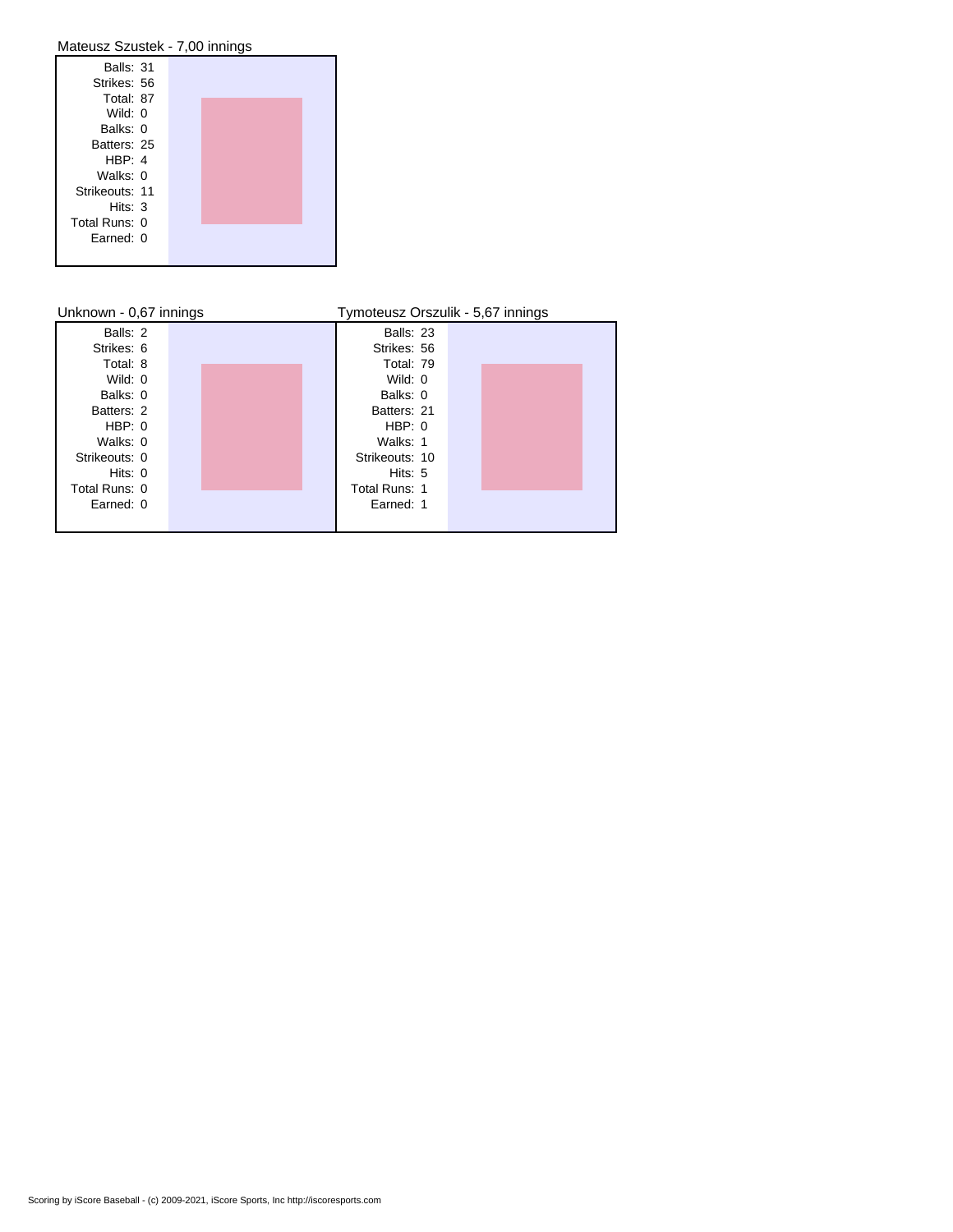## Mateusz Szustek - 7,00 innings

Balls: 31
Strikes: 56
Total: 87
Wild: 0
Balks: 0
Batters: 25
HBP: 4
Walks: 0
Strikeouts: 11
Hits: 3
Total Runs: 0
Earned: 0

## Unknown - 0,67 innings

Balls: 2
Strikes: 6
Total: 8
Wild: 0
Balks: 0
Batters: 2
HBP: 0
Walks: 0
Strikeouts: 0
Hits: 0
Total Runs: 0
Earned: 0

## Tymoteusz Orszulik - 5,67 innings

Balls: 23
Strikes: 56
Total: 79
Wild: 0
Balks: 0
Batters: 21
HBP: 0
Walks: 1
Strikeouts: 10
Hits: 5
Total Runs: 1
Earned: 1

Scoring by iScore Baseball - (c) 2009-2021, iScore Sports, Inc http://iscoresports.com